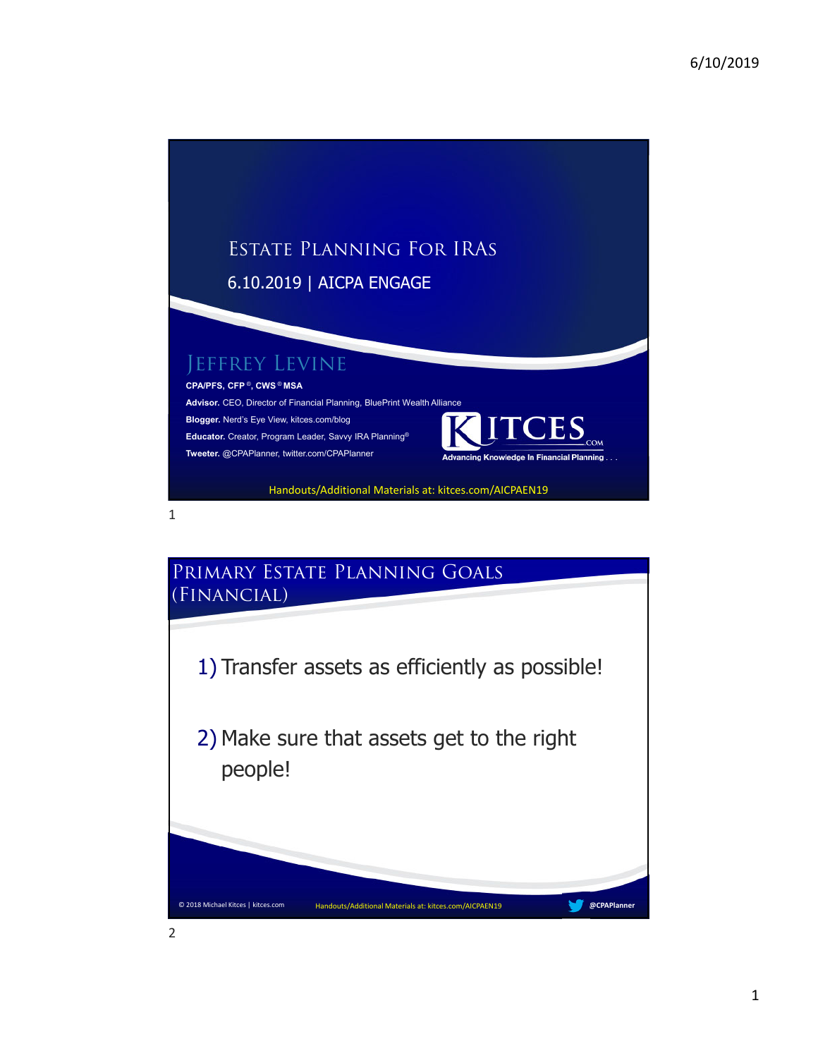# Estate Planning For IRAs

6.10.2019 | AICPA ENGAGE

## Jeffrey Levine

**CPA/PFS, CFP®, CWS® MSA**

**Advisor.** CEO, Director of Financial Planning, BluePrint Wealth Alliance

**Blogger.** Nerd's Eye View, kitces.com/blog

**Educator.** Creator, Program Leader, Savvy IRA Planning®

**Tweeter.** @CPAPlanner, twitter.com/CPAPlanner

KITCES.COM — Advancing Knowledge In Financial Planning . . .

Handouts/Additional Materials at: kitces.com/AICPAEN19

## Primary Estate Planning Goals (Financial)

1) Transfer assets as efficiently as possible!

2) Make sure that assets get to the right people!

© 2018 Michael Kitces | kitces.com — Handouts/Additional Materials at: kitces.com/AICPAEN19 — @CPAPlanner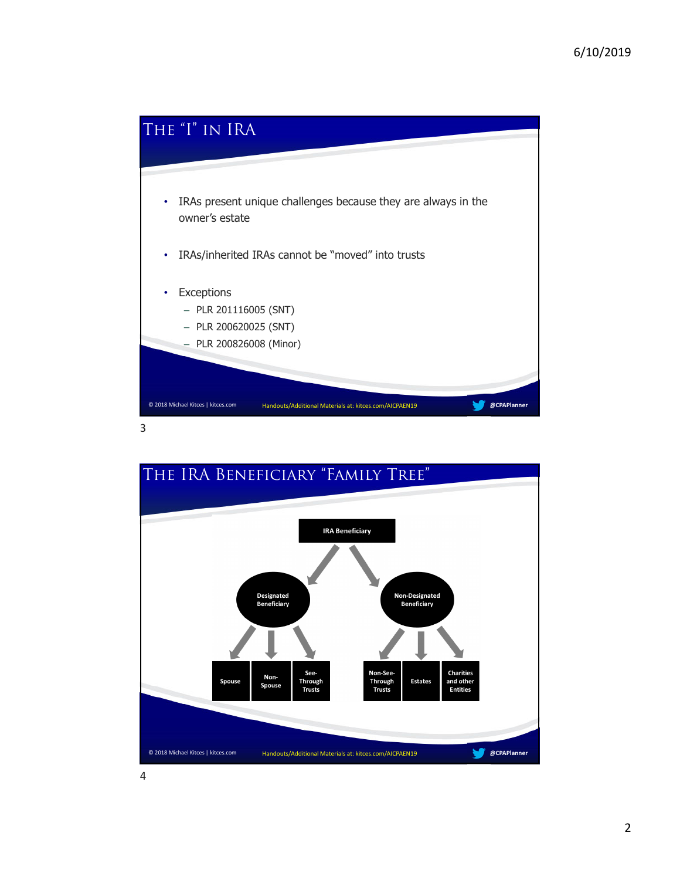## The "I" in IRA

- IRAs present unique challenges because they are always in the owner's estate
- IRAs/inherited IRAs cannot be "moved" into trusts
- Exceptions
  - PLR 201116005 (SNT)
  - PLR 200620025 (SNT)
  - PLR 200826008 (Minor)

© 2018 Michael Kitces | kitces.com Handouts/Additional Materials at: kitces.com/AICPAEN19 @CPAPlanner

## The IRA Beneficiary "Family Tree"

- IRA Beneficiary
  - Designated Beneficiary
    - Spouse
    - Non-Spouse
    - See-Through Trusts
  - Non-Designated Beneficiary
    - Non-See-Through Trusts
    - Estates
    - Charities and other Entities

© 2018 Michael Kitces | kitces.com Handouts/Additional Materials at: kitces.com/AICPAEN19 @CPAPlanner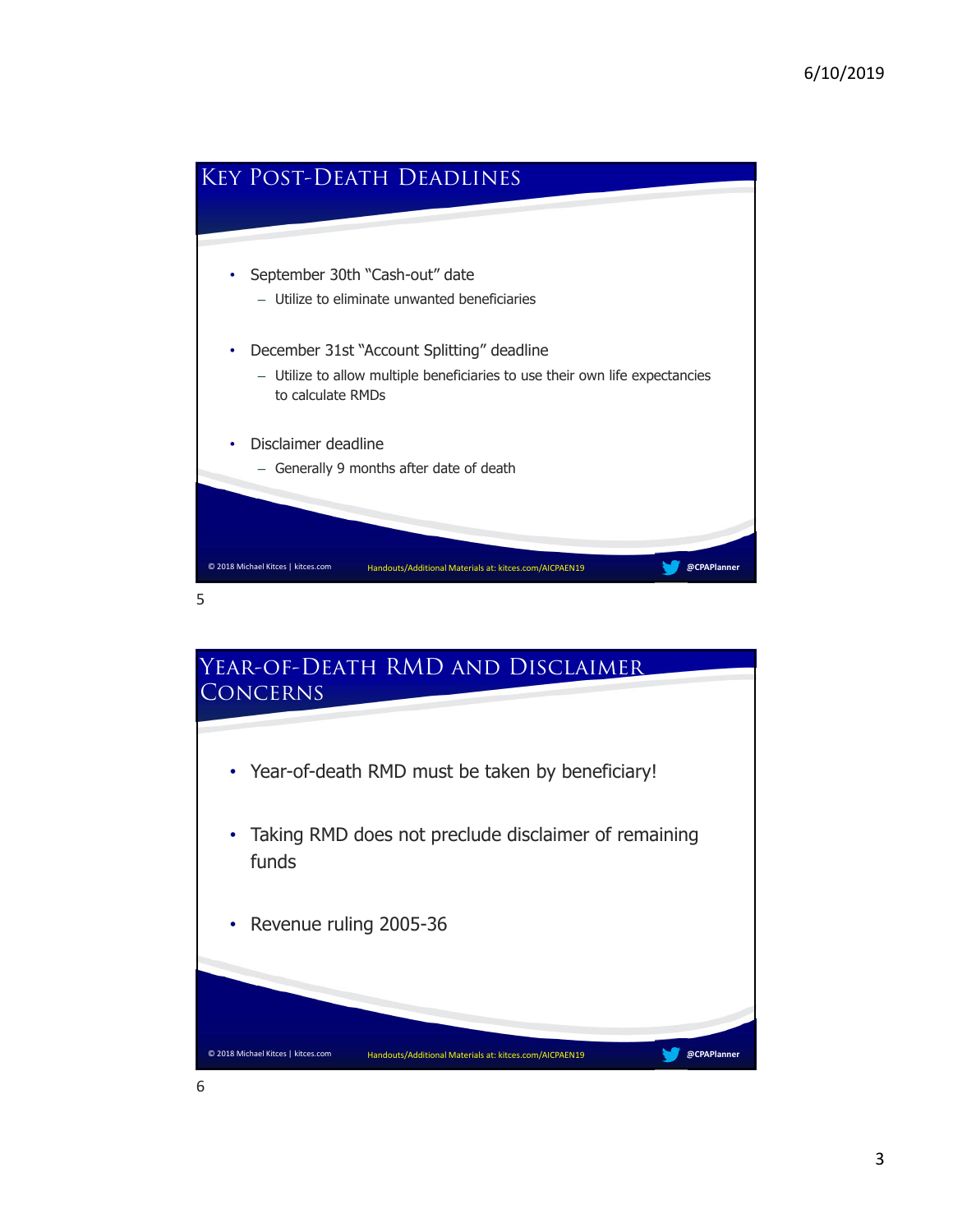## Key Post-Death Deadlines

- September 30th "Cash-out" date
  - Utilize to eliminate unwanted beneficiaries
- December 31st "Account Splitting" deadline
  - Utilize to allow multiple beneficiaries to use their own life expectancies to calculate RMDs
- Disclaimer deadline
  - Generally 9 months after date of death

© 2018 Michael Kitces | kitces.com Handouts/Additional Materials at: kitces.com/AICPAEN19 @CPAPlanner

## Year-of-Death RMD and Disclaimer Concerns

- Year-of-death RMD must be taken by beneficiary!
- Taking RMD does not preclude disclaimer of remaining funds
- Revenue ruling 2005-36

© 2018 Michael Kitces | kitces.com Handouts/Additional Materials at: kitces.com/AICPAEN19 @CPAPlanner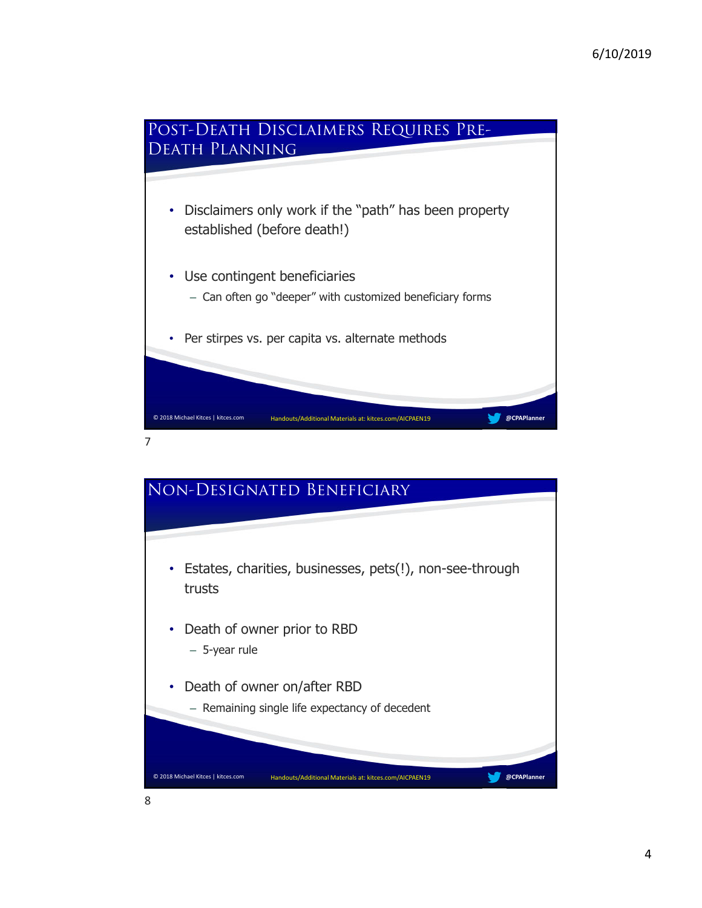## Post-Death Disclaimers Requires Pre-Death Planning

- Disclaimers only work if the "path" has been property established (before death!)
- Use contingent beneficiaries
  - Can often go "deeper" with customized beneficiary forms
- Per stirpes vs. per capita vs. alternate methods

© 2018 Michael Kitces | kitces.com Handouts/Additional Materials at: kitces.com/AICPAEN19 @CPAPlanner

## Non-Designated Beneficiary

- Estates, charities, businesses, pets(!), non-see-through trusts
- Death of owner prior to RBD
  - 5-year rule
- Death of owner on/after RBD
  - Remaining single life expectancy of decedent

© 2018 Michael Kitces | kitces.com Handouts/Additional Materials at: kitces.com/AICPAEN19 @CPAPlanner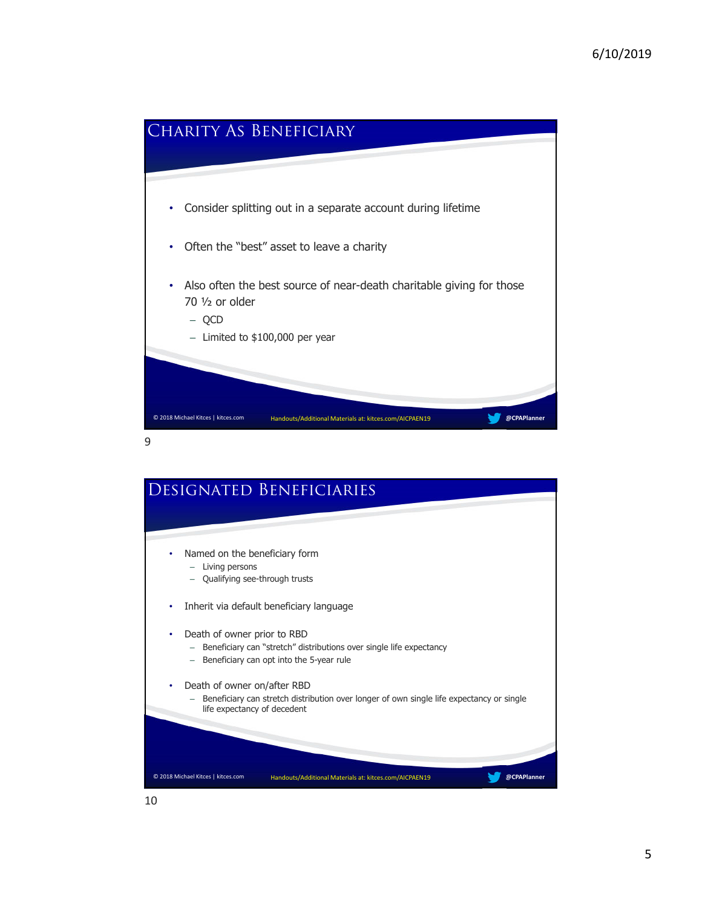## Charity As Beneficiary

- Consider splitting out in a separate account during lifetime
- Often the "best" asset to leave a charity
- Also often the best source of near-death charitable giving for those 70 ½ or older
  - QCD
  - Limited to $100,000 per year

© 2018 Michael Kitces | kitces.com    Handouts/Additional Materials at: kitces.com/AICPAEN19    @CPAPlanner

## Designated Beneficiaries

- Named on the beneficiary form
  - Living persons
  - Qualifying see-through trusts
- Inherit via default beneficiary language
- Death of owner prior to RBD
  - Beneficiary can "stretch" distributions over single life expectancy
  - Beneficiary can opt into the 5-year rule
- Death of owner on/after RBD
  - Beneficiary can stretch distribution over longer of own single life expectancy or single life expectancy of decedent

© 2018 Michael Kitces | kitces.com    Handouts/Additional Materials at: kitces.com/AICPAEN19    @CPAPlanner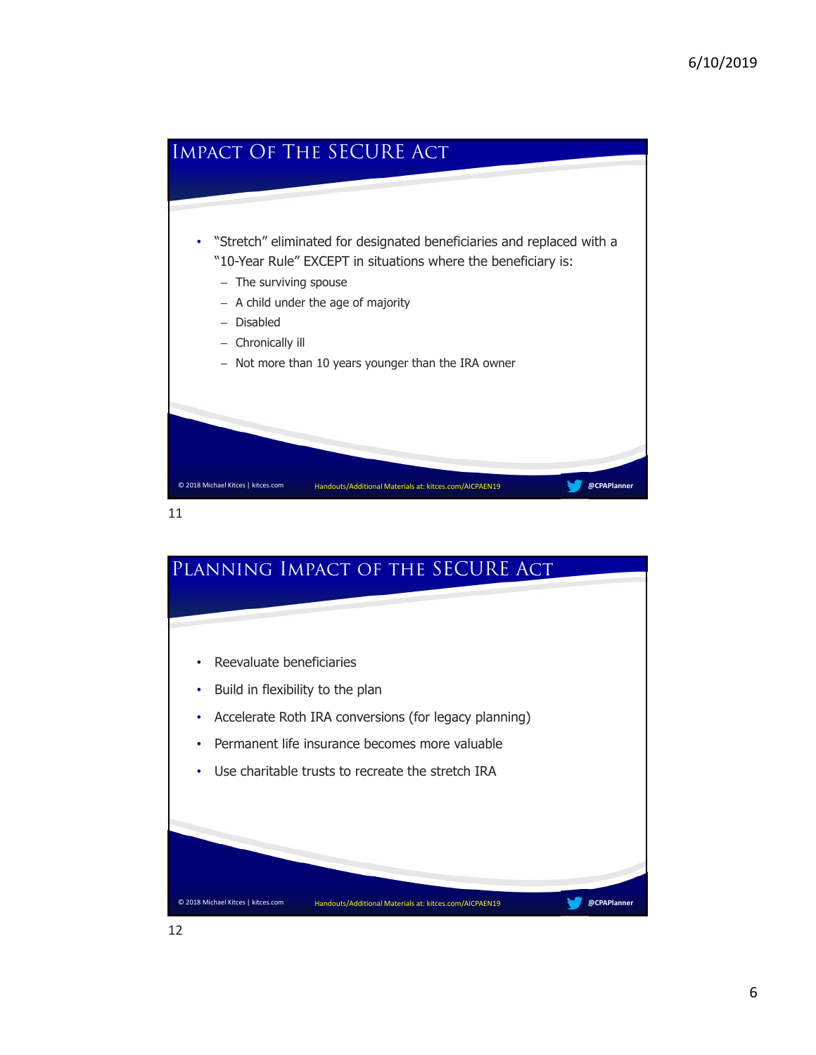## Impact Of The SECURE Act

- "Stretch" eliminated for designated beneficiaries and replaced with a "10-Year Rule" EXCEPT in situations where the beneficiary is:
  - The surviving spouse
  - A child under the age of majority
  - Disabled
  - Chronically ill
  - Not more than 10 years younger than the IRA owner

© 2018 Michael Kitces | kitces.com  Handouts/Additional Materials at: kitces.com/AICPAEN19  @CPAPlanner

11

## Planning Impact of the SECURE Act

- Reevaluate beneficiaries
- Build in flexibility to the plan
- Accelerate Roth IRA conversions (for legacy planning)
- Permanent life insurance becomes more valuable
- Use charitable trusts to recreate the stretch IRA

© 2018 Michael Kitces | kitces.com  Handouts/Additional Materials at: kitces.com/AICPAEN19  @CPAPlanner

12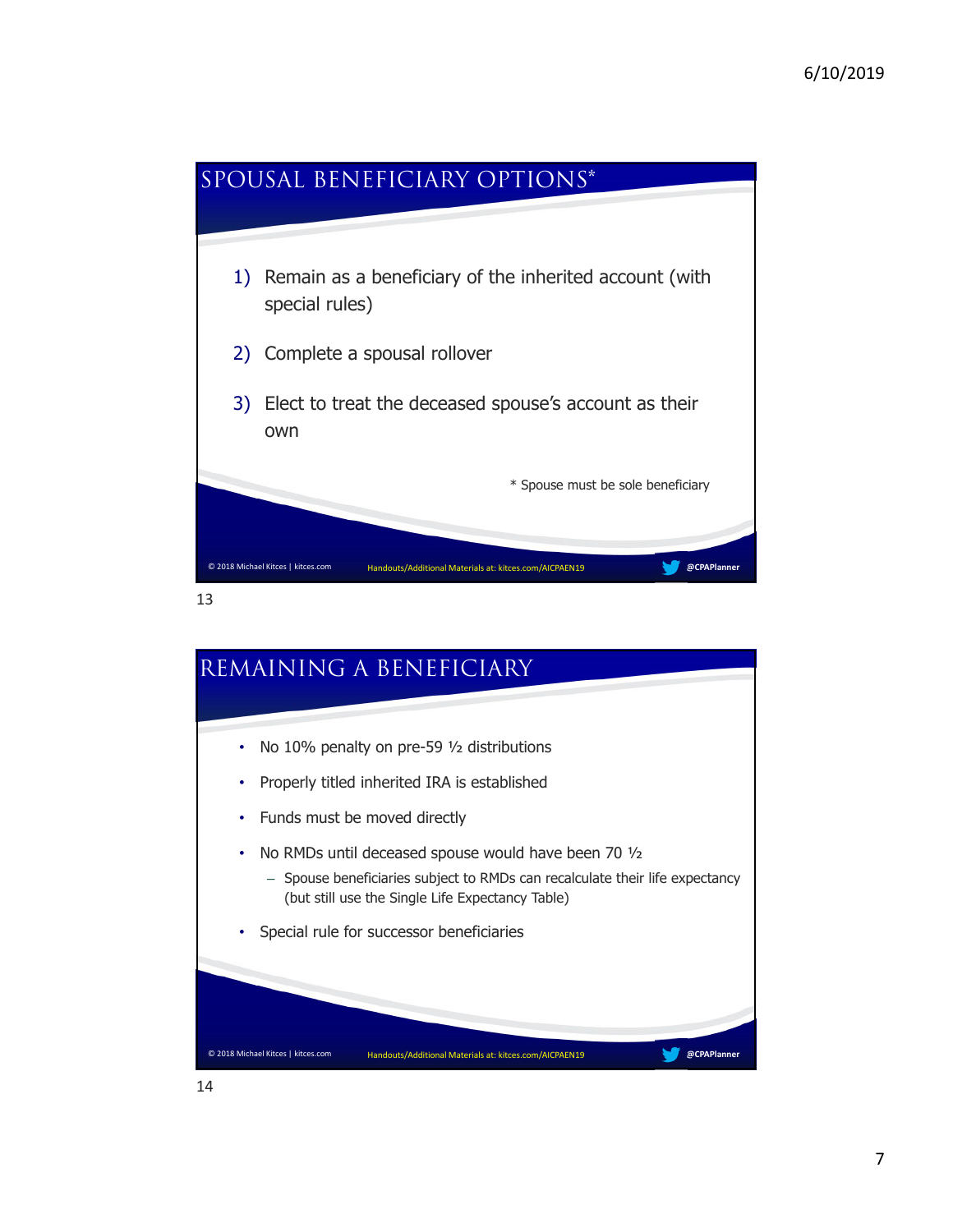## SPOUSAL BENEFICIARY OPTIONS*

1) Remain as a beneficiary of the inherited account (with special rules)
2) Complete a spousal rollover
3) Elect to treat the deceased spouse's account as their own

\* Spouse must be sole beneficiary

© 2018 Michael Kitces | kitces.com   Handouts/Additional Materials at: kitces.com/AICPAEN19   @CPAPlanner

## REMAINING A BENEFICIARY

- No 10% penalty on pre-59 ½ distributions
- Properly titled inherited IRA is established
- Funds must be moved directly
- No RMDs until deceased spouse would have been 70 ½
  - Spouse beneficiaries subject to RMDs can recalculate their life expectancy (but still use the Single Life Expectancy Table)
- Special rule for successor beneficiaries

© 2018 Michael Kitces | kitces.com   Handouts/Additional Materials at: kitces.com/AICPAEN19   @CPAPlanner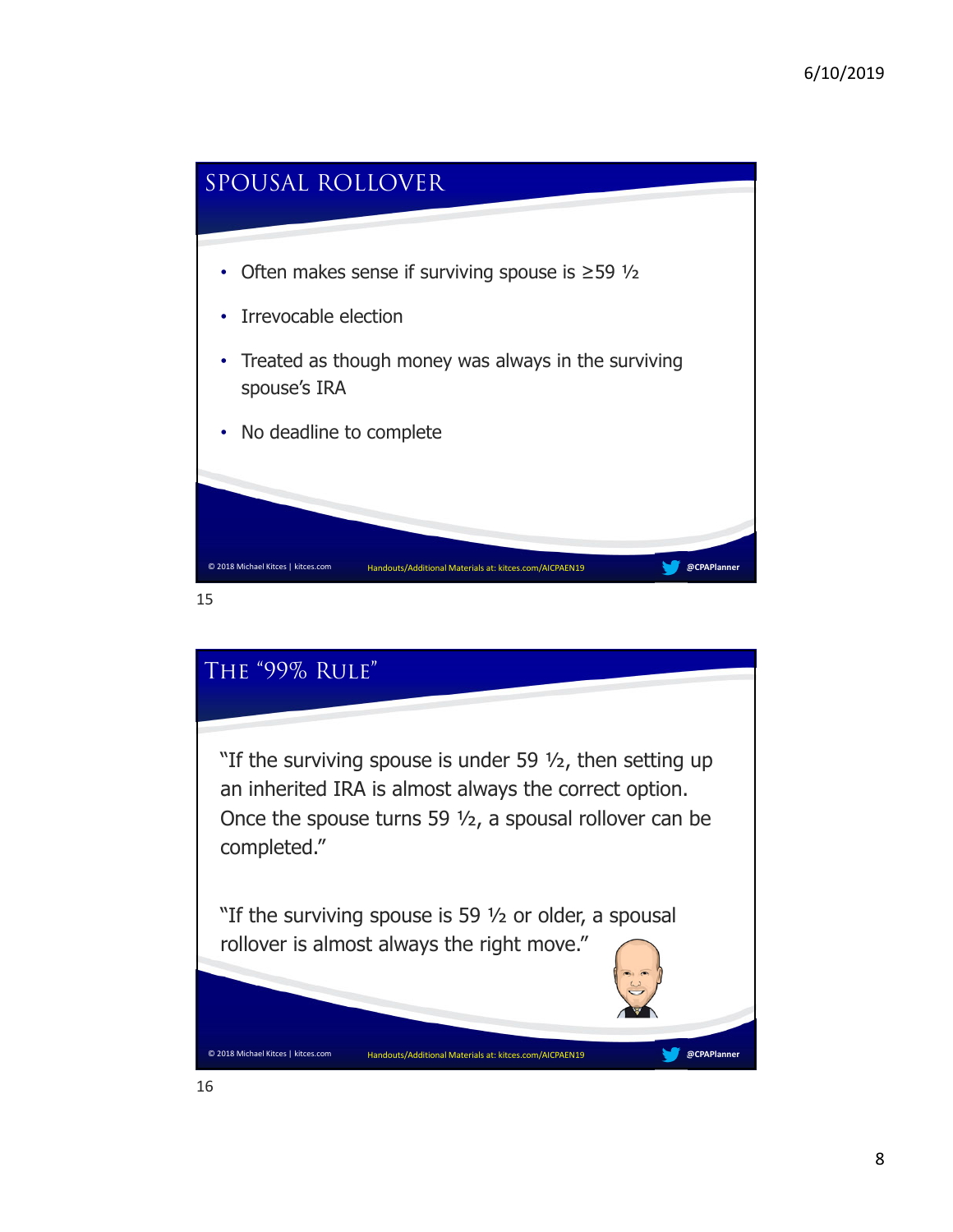## SPOUSAL ROLLOVER

- Often makes sense if surviving spouse is ≥59 ½
- Irrevocable election
- Treated as though money was always in the surviving spouse's IRA
- No deadline to complete

© 2018 Michael Kitces | kitces.com Handouts/Additional Materials at: kitces.com/AICPAEN19 @CPAPlanner

15

## THE "99% RULE"

"If the surviving spouse is under 59 ½, then setting up an inherited IRA is almost always the correct option. Once the spouse turns 59 ½, a spousal rollover can be completed."

"If the surviving spouse is 59 ½ or older, a spousal rollover is almost always the right move."

© 2018 Michael Kitces | kitces.com Handouts/Additional Materials at: kitces.com/AICPAEN19 @CPAPlanner

16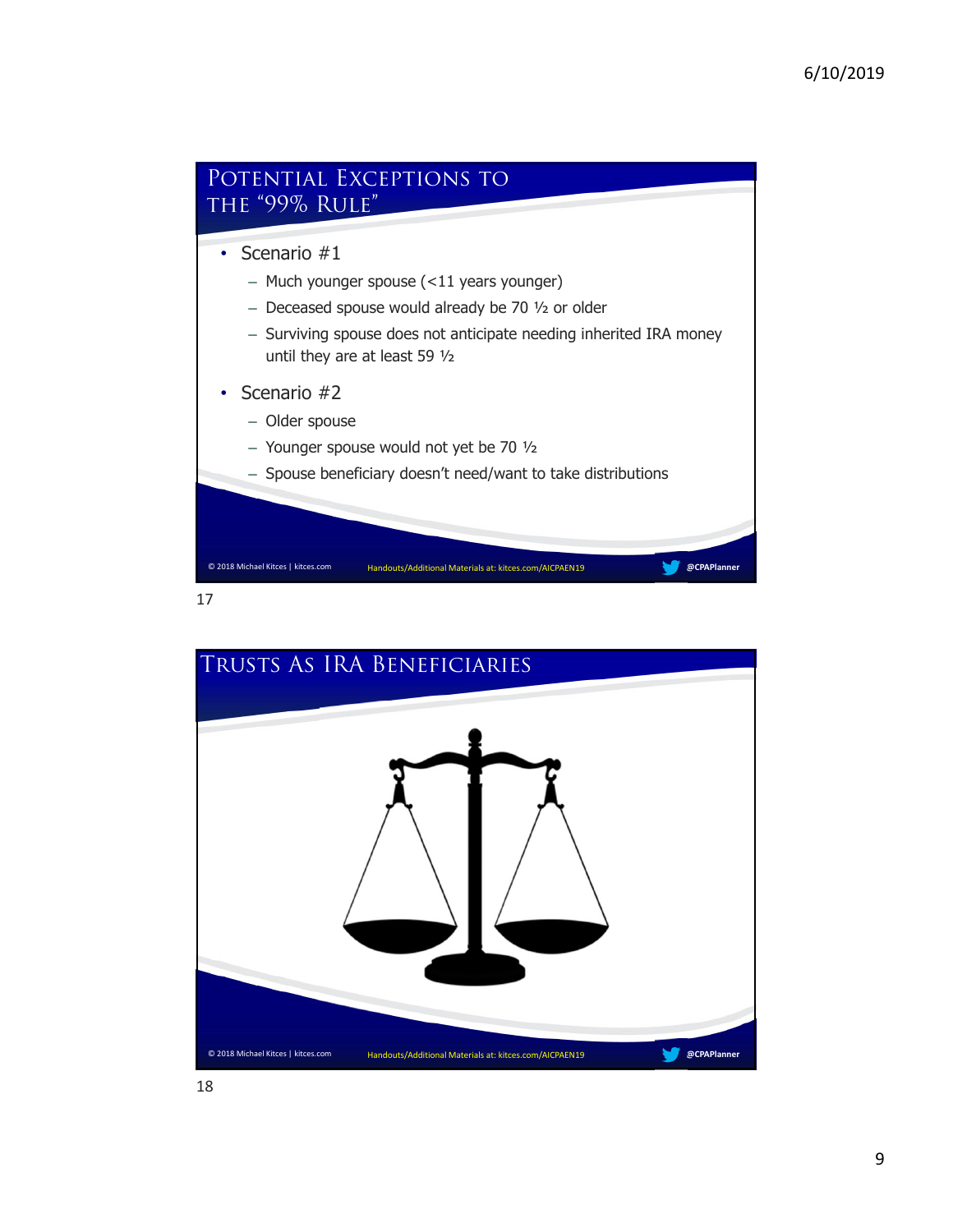## Potential Exceptions to the "99% Rule"

- Scenario #1
  - Much younger spouse (<11 years younger)
  - Deceased spouse would already be 70 ½ or older
  - Surviving spouse does not anticipate needing inherited IRA money until they are at least 59 ½
- Scenario #2
  - Older spouse
  - Younger spouse would not yet be 70 ½
  - Spouse beneficiary doesn't need/want to take distributions

© 2018 Michael Kitces | kitces.com — Handouts/Additional Materials at: kitces.com/AICPAEN19 — @CPAPlanner

17

## Trusts As IRA Beneficiaries

© 2018 Michael Kitces | kitces.com — Handouts/Additional Materials at: kitces.com/AICPAEN19 — @CPAPlanner

18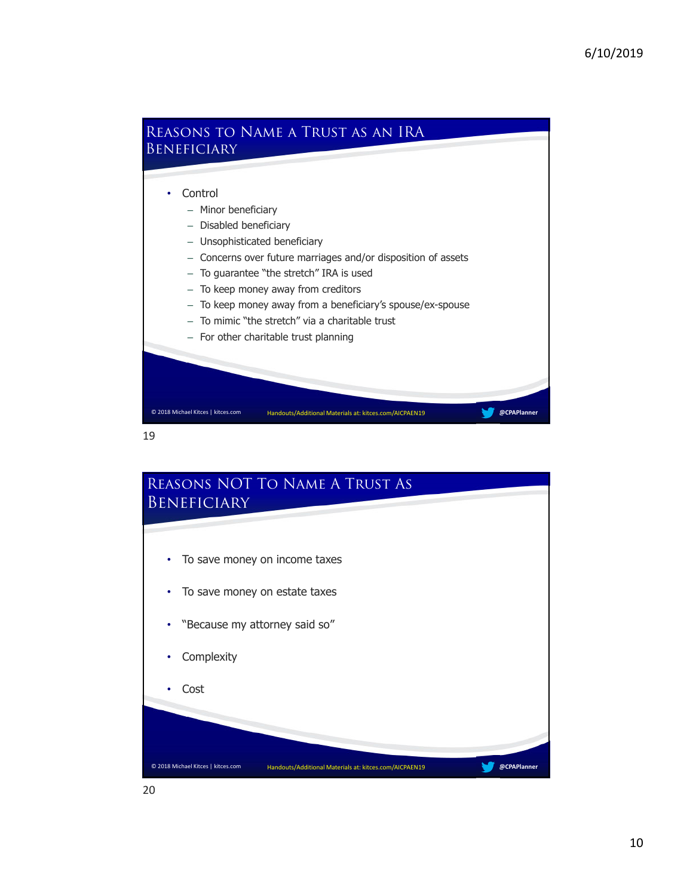## Reasons to Name a Trust as an IRA Beneficiary

- Control
  - Minor beneficiary
  - Disabled beneficiary
  - Unsophisticated beneficiary
  - Concerns over future marriages and/or disposition of assets
  - To guarantee "the stretch" IRA is used
  - To keep money away from creditors
  - To keep money away from a beneficiary's spouse/ex-spouse
  - To mimic "the stretch" via a charitable trust
  - For other charitable trust planning

© 2018 Michael Kitces | kitces.com Handouts/Additional Materials at: kitces.com/AICPAEN19 @CPAPlanner

19

## Reasons NOT To Name A Trust As Beneficiary

- To save money on income taxes
- To save money on estate taxes
- "Because my attorney said so"
- Complexity
- Cost

© 2018 Michael Kitces | kitces.com Handouts/Additional Materials at: kitces.com/AICPAEN19 @CPAPlanner

20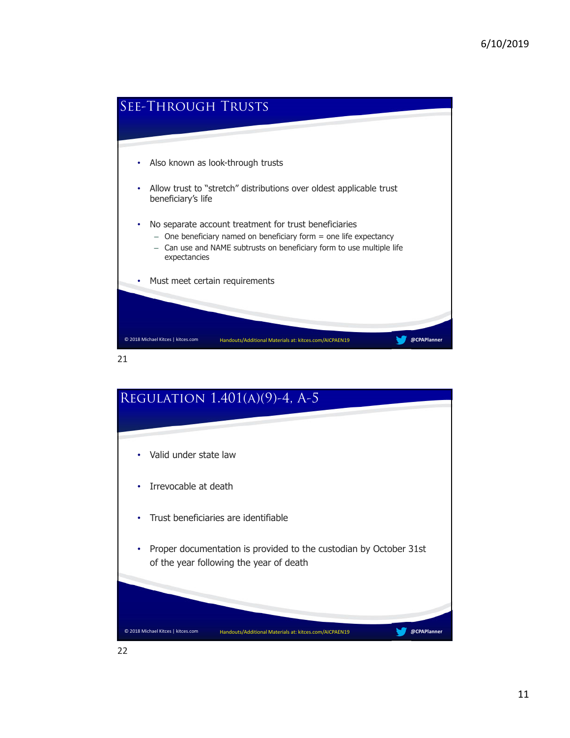## See-Through Trusts

- Also known as look-through trusts
- Allow trust to "stretch" distributions over oldest applicable trust beneficiary's life
- No separate account treatment for trust beneficiaries
  - One beneficiary named on beneficiary form = one life expectancy
  - Can use and NAME subtrusts on beneficiary form to use multiple life expectancies
- Must meet certain requirements

© 2018 Michael Kitces | kitces.com Handouts/Additional Materials at: kitces.com/AICPAEN19 @CPAPlanner

## Regulation 1.401(a)(9)-4, A-5

- Valid under state law
- Irrevocable at death
- Trust beneficiaries are identifiable
- Proper documentation is provided to the custodian by October 31st of the year following the year of death

© 2018 Michael Kitces | kitces.com Handouts/Additional Materials at: kitces.com/AICPAEN19 @CPAPlanner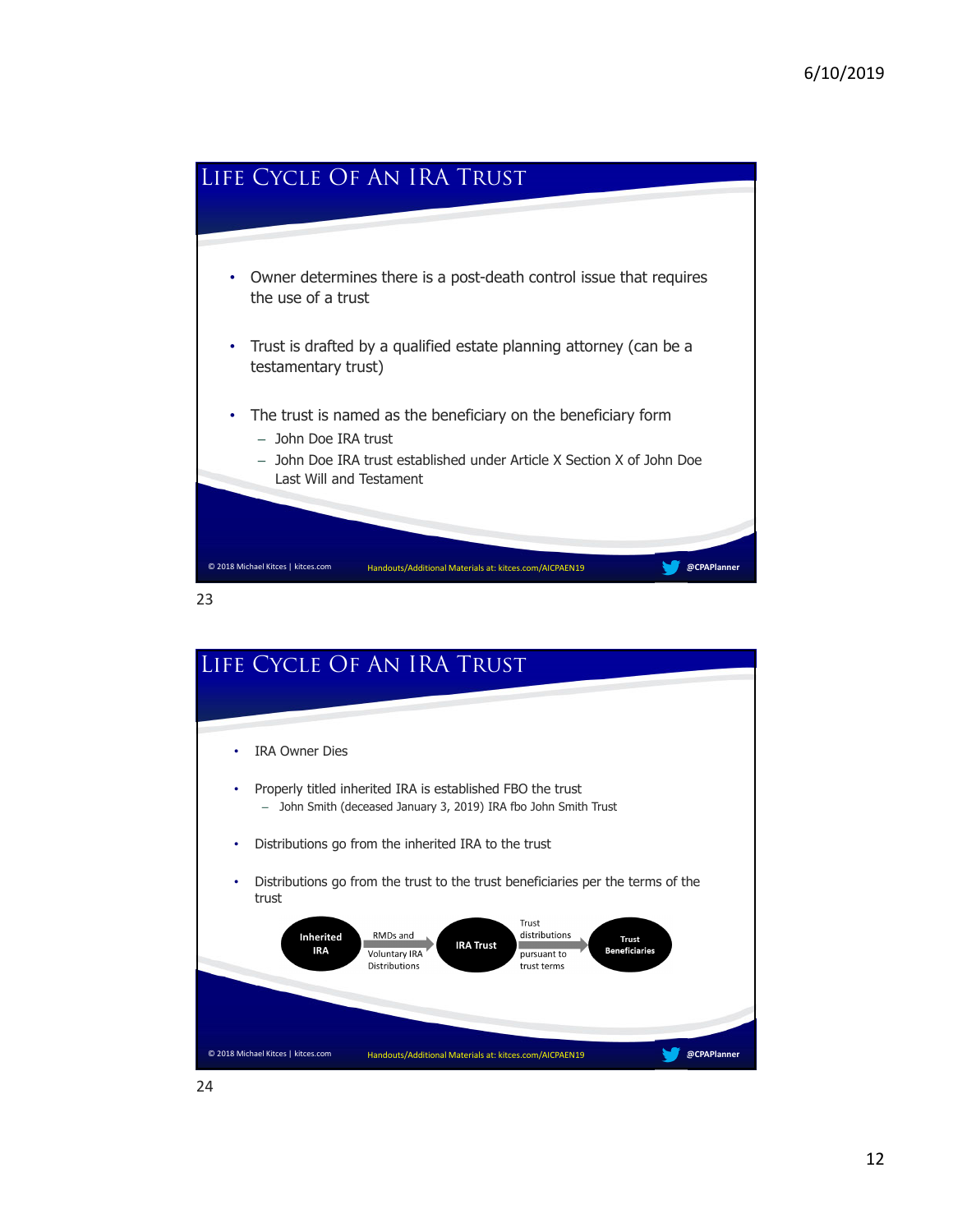# Life Cycle Of An IRA Trust

- Owner determines there is a post-death control issue that requires the use of a trust
- Trust is drafted by a qualified estate planning attorney (can be a testamentary trust)
- The trust is named as the beneficiary on the beneficiary form
  - John Doe IRA trust
  - John Doe IRA trust established under Article X Section X of John Doe Last Will and Testament

© 2018 Michael Kitces | kitces.com Handouts/Additional Materials at: kitces.com/AICPAEN19 @CPAPlanner

# Life Cycle Of An IRA Trust

- IRA Owner Dies
- Properly titled inherited IRA is established FBO the trust
  - John Smith (deceased January 3, 2019) IRA fbo John Smith Trust
- Distributions go from the inherited IRA to the trust
- Distributions go from the trust to the trust beneficiaries per the terms of the trust

Inherited IRA → (RMDs and Voluntary IRA Distributions) → IRA Trust → (Trust distributions pursuant to trust terms) → Trust Beneficiaries

© 2018 Michael Kitces | kitces.com Handouts/Additional Materials at: kitces.com/AICPAEN19 @CPAPlanner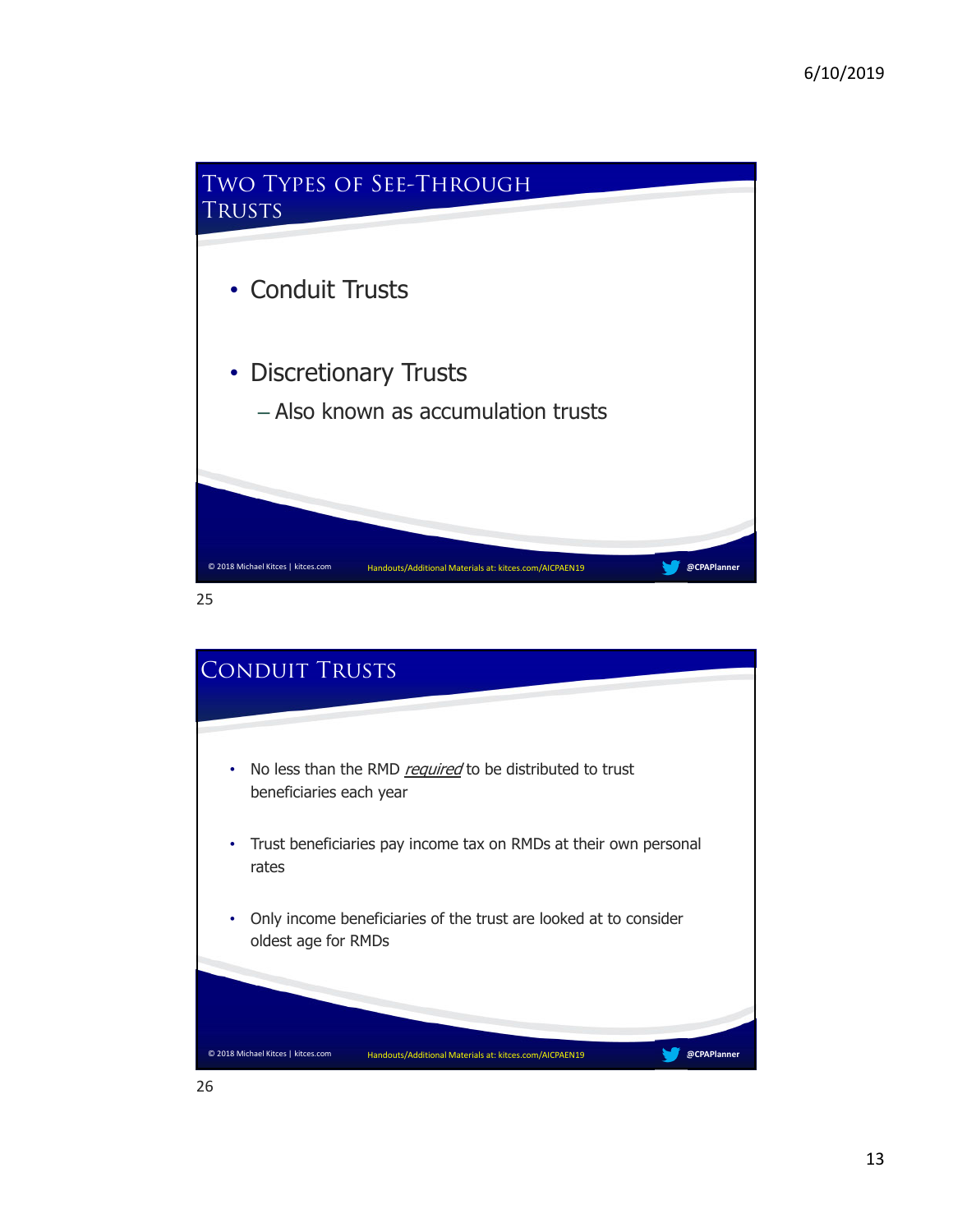## Two Types of See-Through Trusts

- Conduit Trusts
- Discretionary Trusts
  - Also known as accumulation trusts

© 2018 Michael Kitces | kitces.com Handouts/Additional Materials at: kitces.com/AICPAEN19 @CPAPlanner

## Conduit Trusts

- No less than the RMD *required* to be distributed to trust beneficiaries each year
- Trust beneficiaries pay income tax on RMDs at their own personal rates
- Only income beneficiaries of the trust are looked at to consider oldest age for RMDs

© 2018 Michael Kitces | kitces.com Handouts/Additional Materials at: kitces.com/AICPAEN19 @CPAPlanner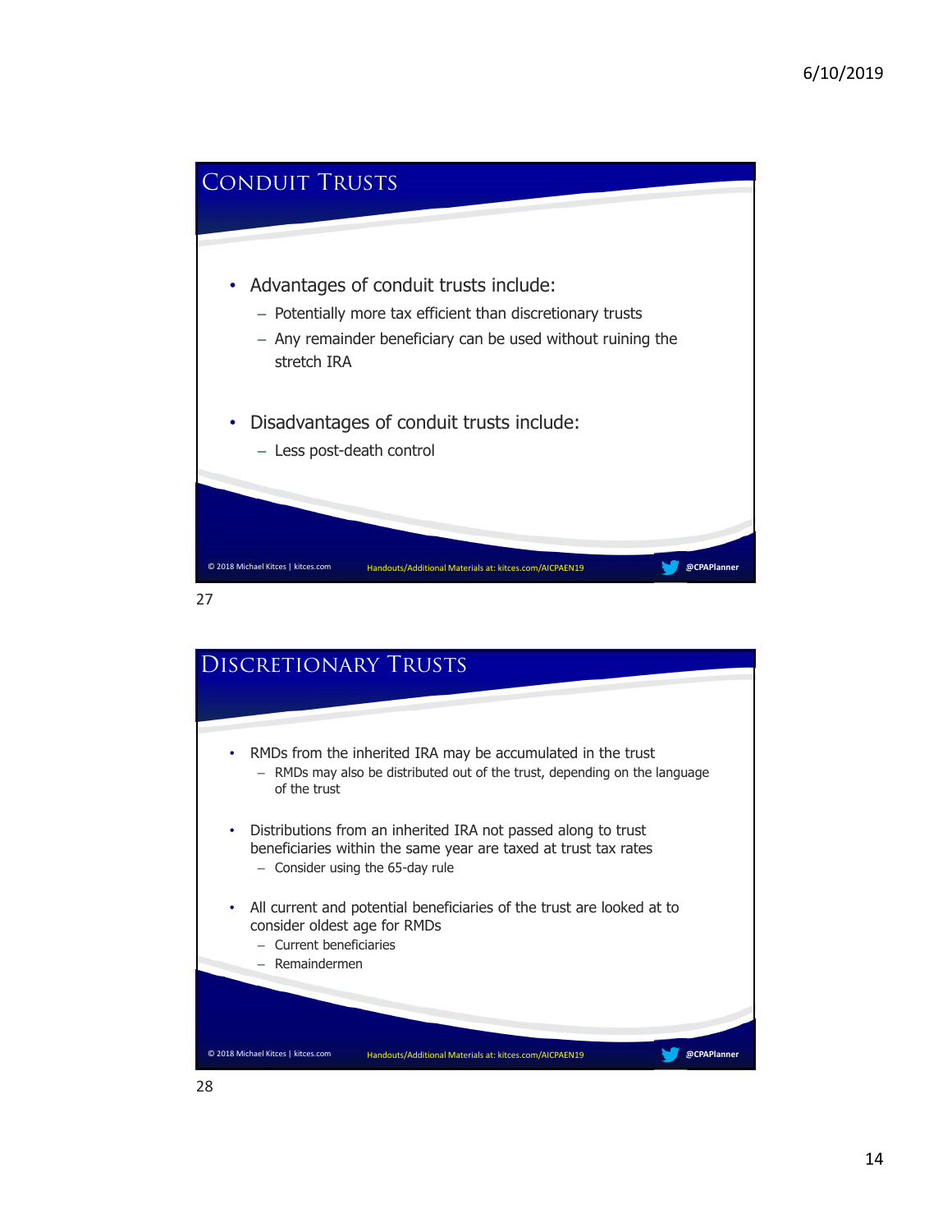## Conduit Trusts

- Advantages of conduit trusts include:
  - Potentially more tax efficient than discretionary trusts
  - Any remainder beneficiary can be used without ruining the stretch IRA
- Disadvantages of conduit trusts include:
  - Less post-death control

© 2018 Michael Kitces | kitces.com Handouts/Additional Materials at: kitces.com/AICPAEN19 @CPAPlanner

27

## Discretionary Trusts

- RMDs from the inherited IRA may be accumulated in the trust
  - RMDs may also be distributed out of the trust, depending on the language of the trust
- Distributions from an inherited IRA not passed along to trust beneficiaries within the same year are taxed at trust tax rates
  - Consider using the 65-day rule
- All current and potential beneficiaries of the trust are looked at to consider oldest age for RMDs
  - Current beneficiaries
  - Remaindermen

© 2018 Michael Kitces | kitces.com Handouts/Additional Materials at: kitces.com/AICPAEN19 @CPAPlanner

28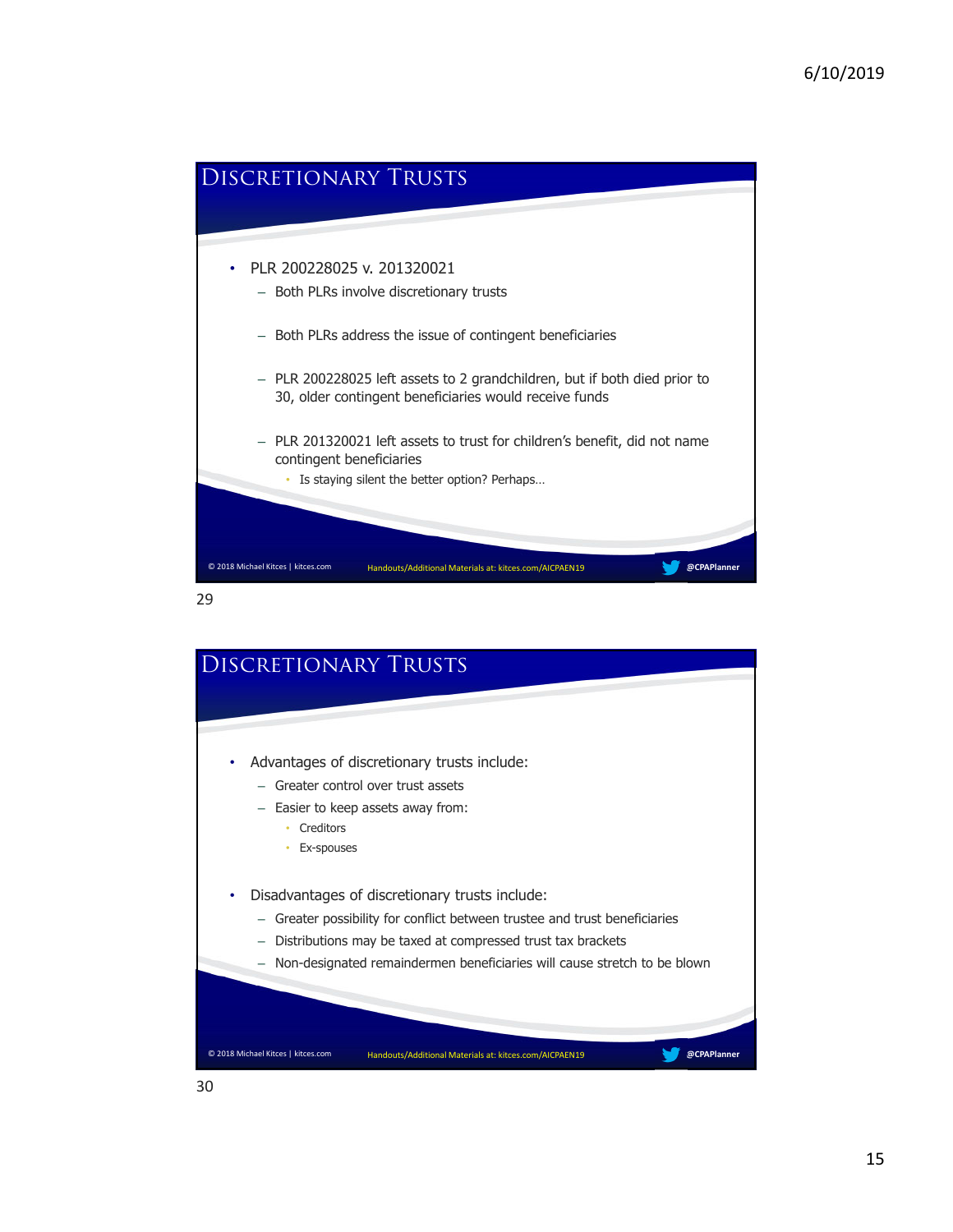## Discretionary Trusts

- PLR 200228025 v. 201320021
  - Both PLRs involve discretionary trusts
  - Both PLRs address the issue of contingent beneficiaries
  - PLR 200228025 left assets to 2 grandchildren, but if both died prior to 30, older contingent beneficiaries would receive funds
  - PLR 201320021 left assets to trust for children's benefit, did not name contingent beneficiaries
    - Is staying silent the better option? Perhaps…

© 2018 Michael Kitces | kitces.com — Handouts/Additional Materials at: kitces.com/AICPAEN19 — @CPAPlanner

29

## Discretionary Trusts

- Advantages of discretionary trusts include:
  - Greater control over trust assets
  - Easier to keep assets away from:
    - Creditors
    - Ex-spouses
- Disadvantages of discretionary trusts include:
  - Greater possibility for conflict between trustee and trust beneficiaries
  - Distributions may be taxed at compressed trust tax brackets
  - Non-designated remaindermen beneficiaries will cause stretch to be blown

© 2018 Michael Kitces | kitces.com — Handouts/Additional Materials at: kitces.com/AICPAEN19 — @CPAPlanner

30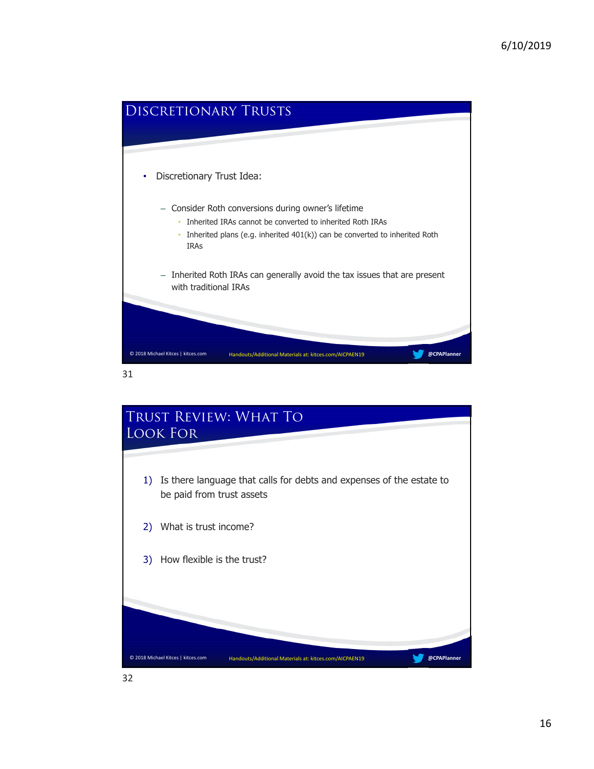## Discretionary Trusts

- Discretionary Trust Idea:
  - Consider Roth conversions during owner's lifetime
    - Inherited IRAs cannot be converted to inherited Roth IRAs
    - Inherited plans (e.g. inherited 401(k)) can be converted to inherited Roth IRAs
  - Inherited Roth IRAs can generally avoid the tax issues that are present with traditional IRAs

© 2018 Michael Kitces | kitces.com Handouts/Additional Materials at: kitces.com/AICPAEN19 @CPAPlanner

31

## Trust Review: What To Look For

1) Is there language that calls for debts and expenses of the estate to be paid from trust assets
2) What is trust income?
3) How flexible is the trust?

© 2018 Michael Kitces | kitces.com Handouts/Additional Materials at: kitces.com/AICPAEN19 @CPAPlanner

32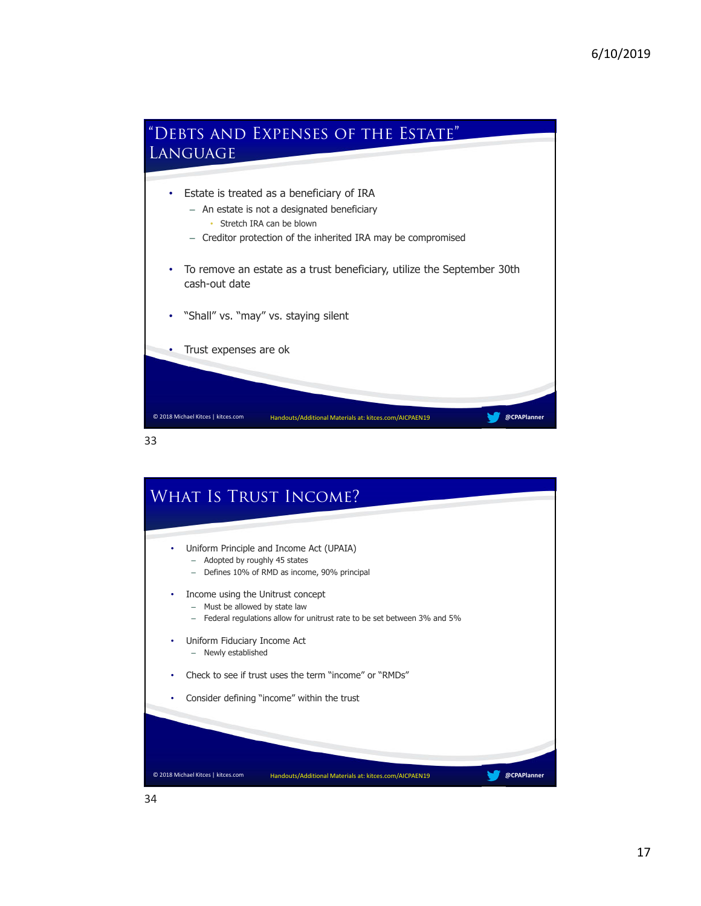## "Debts and Expenses of the Estate" Language

- Estate is treated as a beneficiary of IRA
  - An estate is not a designated beneficiary
    - Stretch IRA can be blown
  - Creditor protection of the inherited IRA may be compromised
- To remove an estate as a trust beneficiary, utilize the September 30th cash-out date
- "Shall" vs. "may" vs. staying silent
- Trust expenses are ok

© 2018 Michael Kitces | kitces.com Handouts/Additional Materials at: kitces.com/AICPAEN19 @CPAPlanner

## What Is Trust Income?

- Uniform Principle and Income Act (UPAIA)
  - Adopted by roughly 45 states
  - Defines 10% of RMD as income, 90% principal
- Income using the Unitrust concept
  - Must be allowed by state law
  - Federal regulations allow for unitrust rate to be set between 3% and 5%
- Uniform Fiduciary Income Act
  - Newly established
- Check to see if trust uses the term "income" or "RMDs"
- Consider defining "income" within the trust

© 2018 Michael Kitces | kitces.com Handouts/Additional Materials at: kitces.com/AICPAEN19 @CPAPlanner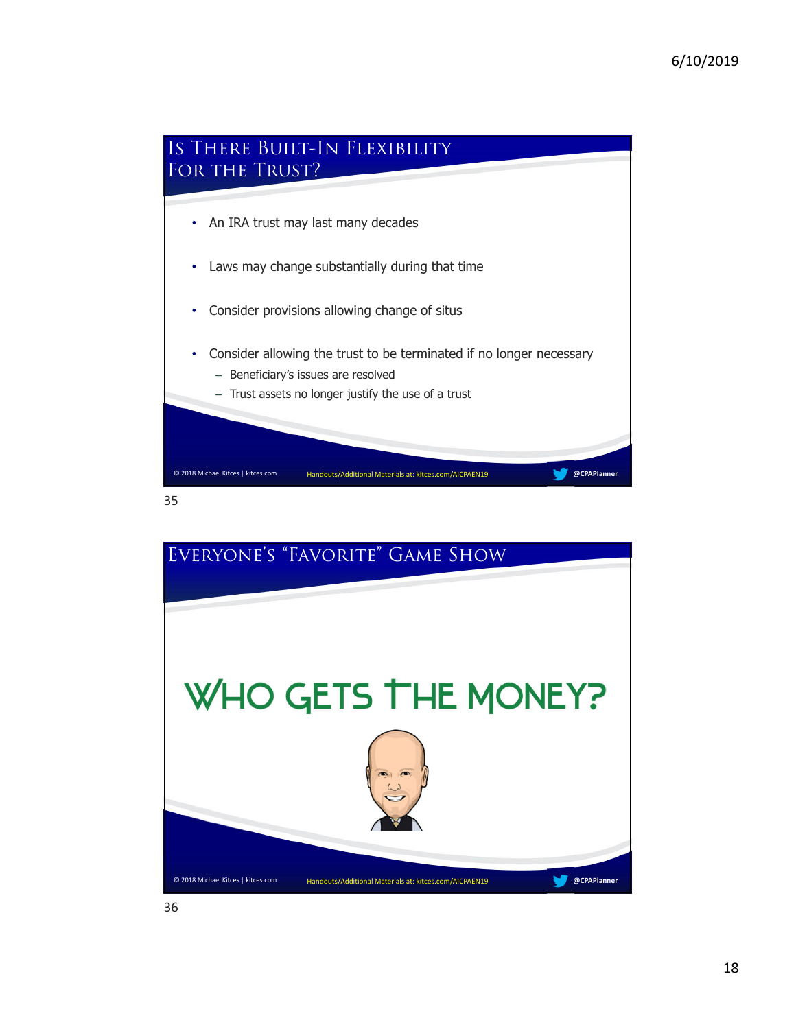## Is There Built-In Flexibility For the Trust?

- An IRA trust may last many decades
- Laws may change substantially during that time
- Consider provisions allowing change of situs
- Consider allowing the trust to be terminated if no longer necessary
  - Beneficiary's issues are resolved
  - Trust assets no longer justify the use of a trust

© 2018 Michael Kitces | kitces.com Handouts/Additional Materials at: kitces.com/AICPAEN19 @CPAPlanner

## Everyone's "Favorite" Game Show

**WHO GETS THE MONEY?**

© 2018 Michael Kitces | kitces.com Handouts/Additional Materials at: kitces.com/AICPAEN19 @CPAPlanner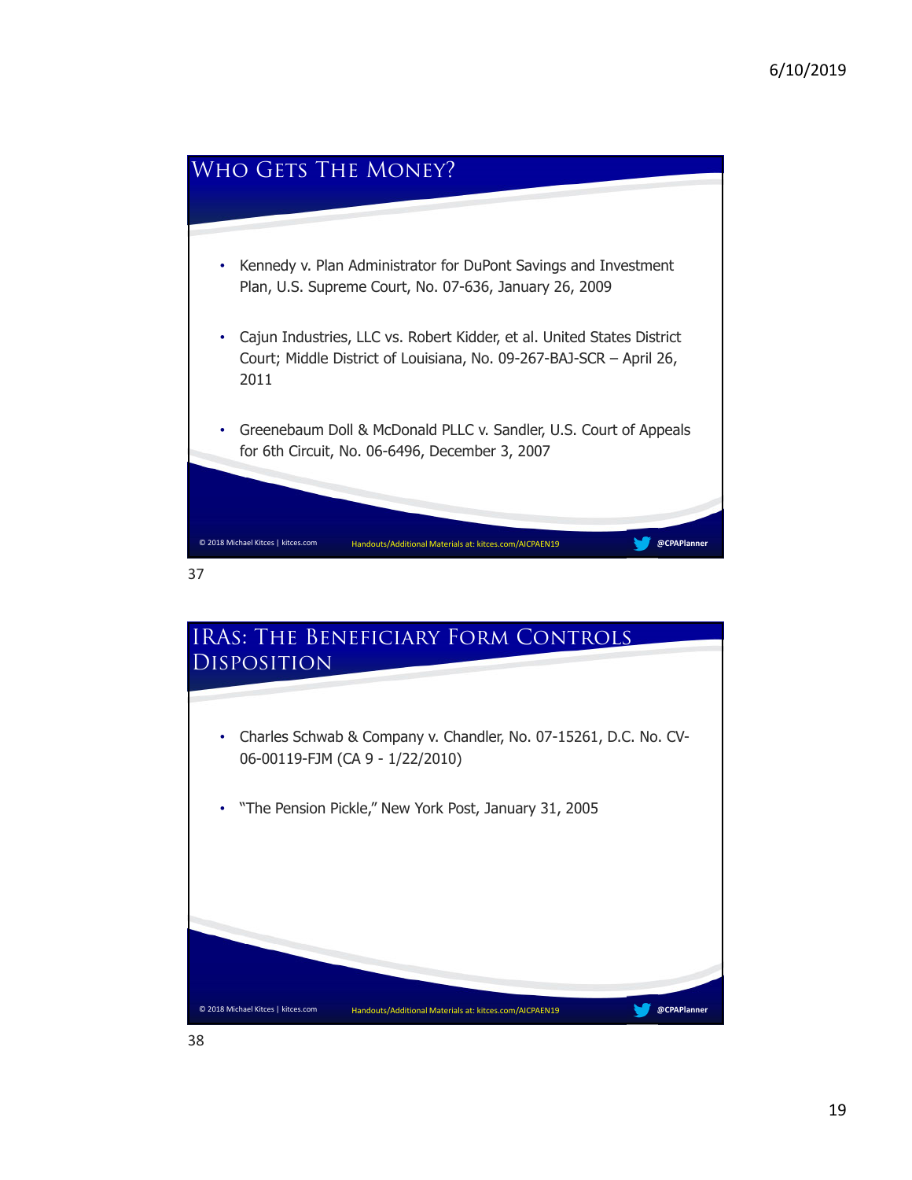## Who Gets The Money?

- Kennedy v. Plan Administrator for DuPont Savings and Investment Plan, U.S. Supreme Court, No. 07-636, January 26, 2009
- Cajun Industries, LLC vs. Robert Kidder, et al. United States District Court; Middle District of Louisiana, No. 09-267-BAJ-SCR – April 26, 2011
- Greenebaum Doll & McDonald PLLC v. Sandler, U.S. Court of Appeals for 6th Circuit, No. 06-6496, December 3, 2007

© 2018 Michael Kitces | kitces.com Handouts/Additional Materials at: kitces.com/AICPAEN19 @CPAPlanner

37

## IRAs: The Beneficiary Form Controls Disposition

- Charles Schwab & Company v. Chandler, No. 07-15261, D.C. No. CV-06-00119-FJM (CA 9 - 1/22/2010)
- "The Pension Pickle," New York Post, January 31, 2005

© 2018 Michael Kitces | kitces.com Handouts/Additional Materials at: kitces.com/AICPAEN19 @CPAPlanner

38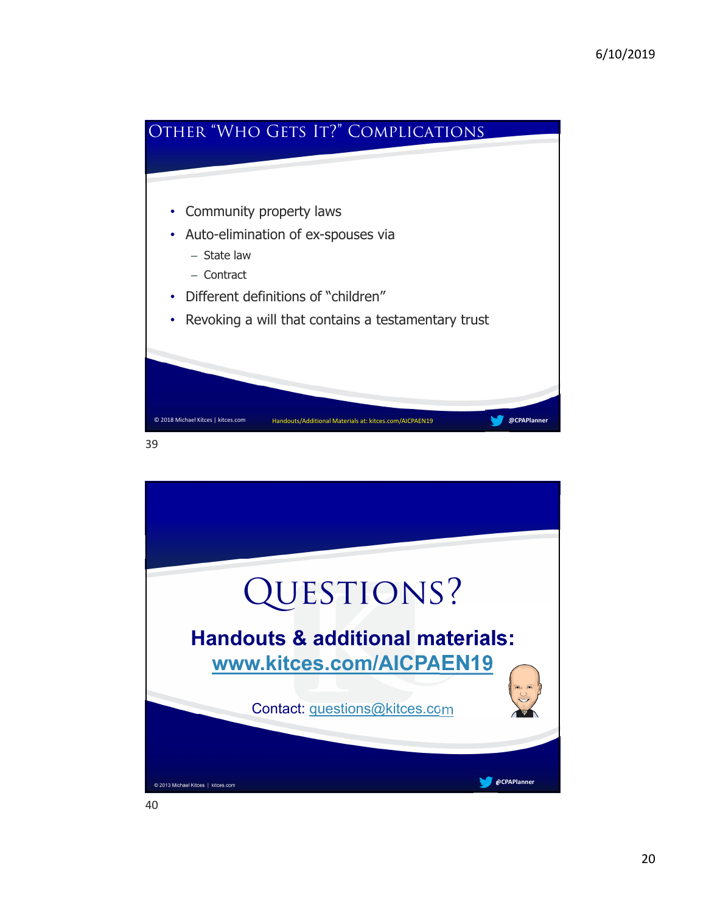## Other "Who Gets It?" Complications

- Community property laws
- Auto-elimination of ex-spouses via
  - State law
  - Contract
- Different definitions of "children"
- Revoking a will that contains a testamentary trust

© 2018 Michael Kitces | kitces.com    Handouts/Additional Materials at: kitces.com/AICPAEN19    @CPAPlanner

39

# Questions?

**Handouts & additional materials:**
**www.kitces.com/AICPAEN19**

Contact: questions@kitces.com

© 2013 Michael Kitces | kitces.com    @CPAPlanner

40